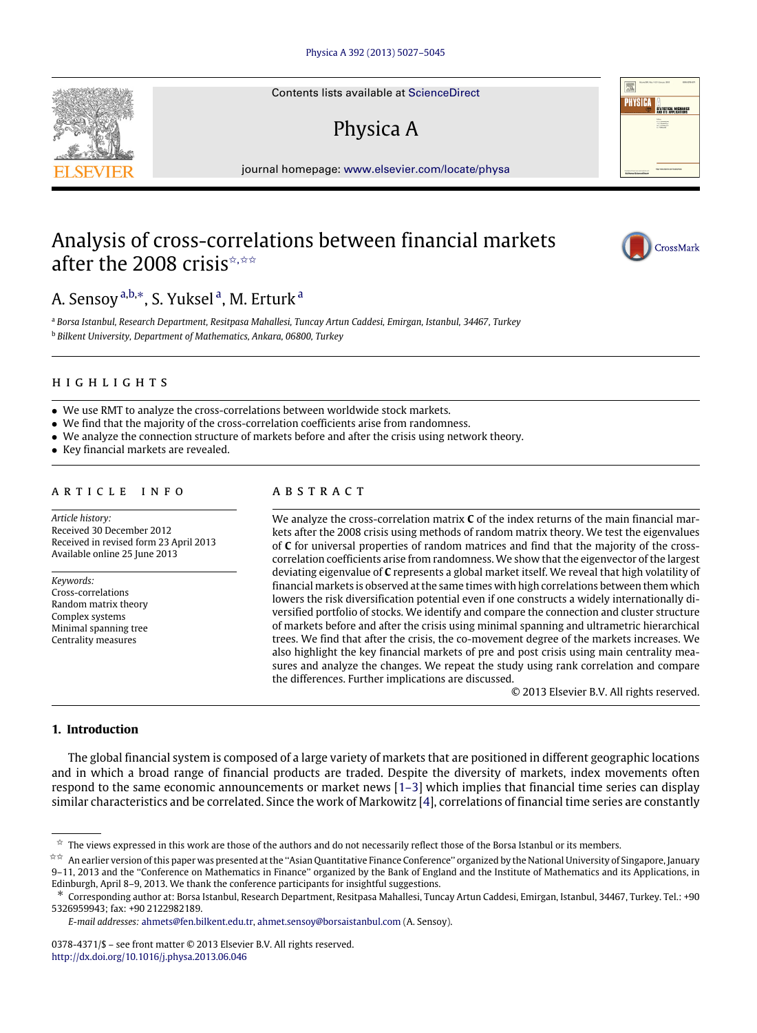# Analysis of cross-correlations between financial markets after the 2008 crisis[☆,☆☆]

A. Sensoy[a,b,*], S. Yuksel[a], M. Erturk[a]

[a] *Borsa Istanbul, Research Department, Resitpasa Mahallesi, Tuncay Artun Caddesi, Emirgan, Istanbul, 34467, Turkey*

[b] *Bilkent University, Department of Mathematics, Ankara, 06800, Turkey*

## HIGHLIGHTS

- We use RMT to analyze the cross-correlations between worldwide stock markets.
- We find that the majority of the cross-correlation coefficients arise from randomness.
- We analyze the connection structure of markets before and after the crisis using network theory.
- Key financial markets are revealed.

## ARTICLE INFO

*Article history:*
Received 30 December 2012
Received in revised form 23 April 2013
Available online 25 June 2013

*Keywords:*
Cross-correlations
Random matrix theory
Complex systems
Minimal spanning tree
Centrality measures

## ABSTRACT

We analyze the cross-correlation matrix **C** of the index returns of the main financial markets after the 2008 crisis using methods of random matrix theory. We test the eigenvalues of **C** for universal properties of random matrices and find that the majority of the cross-correlation coefficients arise from randomness. We show that the eigenvector of the largest deviating eigenvalue of **C** represents a global market itself. We reveal that high volatility of financial markets is observed at the same times with high correlations between them which lowers the risk diversification potential even if one constructs a widely internationally diversified portfolio of stocks. We identify and compare the connection and cluster structure of markets before and after the crisis using minimal spanning and ultrametric hierarchical trees. We find that after the crisis, the co-movement degree of the markets increases. We also highlight the key financial markets of pre and post crisis using main centrality measures and analyze the changes. We repeat the study using rank correlation and compare the differences. Further implications are discussed.

© 2013 Elsevier B.V. All rights reserved.

## 1. Introduction

The global financial system is composed of a large variety of markets that are positioned in different geographic locations and in which a broad range of financial products are traded. Despite the diversity of markets, index movements often respond to the same economic announcements or market news [1–3] which implies that financial time series can display similar characteristics and be correlated. Since the work of Markowitz [4], correlations of financial time series are constantly

---

☆ The views expressed in this work are those of the authors and do not necessarily reflect those of the Borsa Istanbul or its members.

☆☆ An earlier version of this paper was presented at the "Asian Quantitative Finance Conference" organized by the National University of Singapore, January 9–11, 2013 and the "Conference on Mathematics in Finance" organized by the Bank of England and the Institute of Mathematics and its Applications, in Edinburgh, April 8–9, 2013. We thank the conference participants for insightful suggestions.

\* Corresponding author at: Borsa Istanbul, Research Department, Resitpasa Mahallesi, Tuncay Artun Caddesi, Emirgan, Istanbul, 34467, Turkey. Tel.: +90 5326959943; fax: +90 2122982189.

*E-mail addresses:* ahmets@fen.bilkent.edu.tr, ahmet.sensoy@borsaistanbul.com (A. Sensoy).

0378-4371/$ – see front matter © 2013 Elsevier B.V. All rights reserved.
http://dx.doi.org/10.1016/j.physa.2013.06.046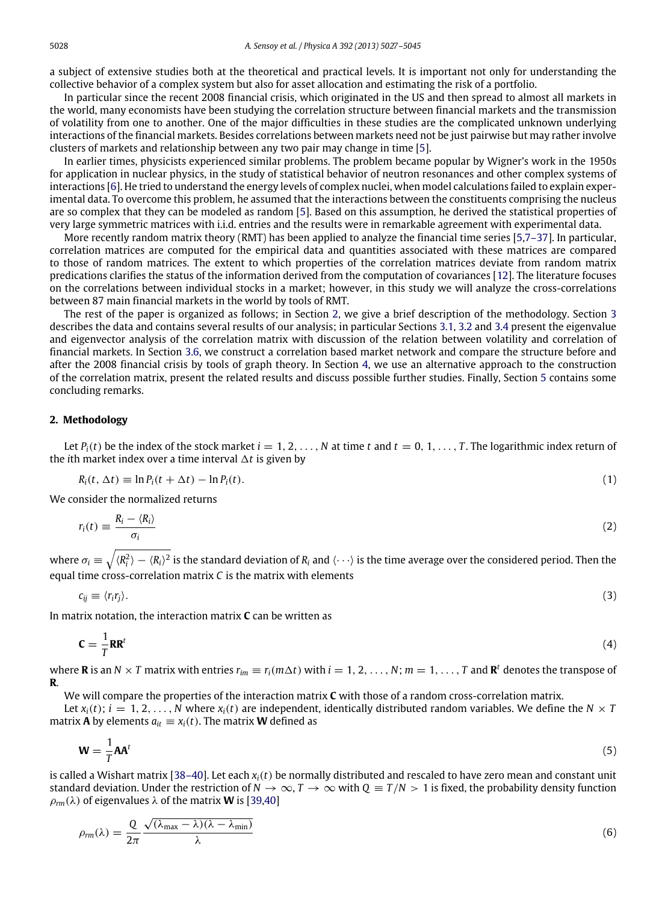a subject of extensive studies both at the theoretical and practical levels. It is important not only for understanding the collective behavior of a complex system but also for asset allocation and estimating the risk of a portfolio.

In particular since the recent 2008 financial crisis, which originated in the US and then spread to almost all markets in the world, many economists have been studying the correlation structure between financial markets and the transmission of volatility from one to another. One of the major difficulties in these studies are the complicated unknown underlying interactions of the financial markets. Besides correlations between markets need not be just pairwise but may rather involve clusters of markets and relationship between any two pair may change in time [5].

In earlier times, physicists experienced similar problems. The problem became popular by Wigner's work in the 1950s for application in nuclear physics, in the study of statistical behavior of neutron resonances and other complex systems of interactions [6]. He tried to understand the energy levels of complex nuclei, when model calculations failed to explain experimental data. To overcome this problem, he assumed that the interactions between the constituents comprising the nucleus are so complex that they can be modeled as random [5]. Based on this assumption, he derived the statistical properties of very large symmetric matrices with i.i.d. entries and the results were in remarkable agreement with experimental data.

More recently random matrix theory (RMT) has been applied to analyze the financial time series [5,7–37]. In particular, correlation matrices are computed for the empirical data and quantities associated with these matrices are compared to those of random matrices. The extent to which properties of the correlation matrices deviate from random matrix predications clarifies the status of the information derived from the computation of covariances [12]. The literature focuses on the correlations between individual stocks in a market; however, in this study we will analyze the cross-correlations between 87 main financial markets in the world by tools of RMT.

The rest of the paper is organized as follows; in Section 2, we give a brief description of the methodology. Section 3 describes the data and contains several results of our analysis; in particular Sections 3.1, 3.2 and 3.4 present the eigenvalue and eigenvector analysis of the correlation matrix with discussion of the relation between volatility and correlation of financial markets. In Section 3.6, we construct a correlation based market network and compare the structure before and after the 2008 financial crisis by tools of graph theory. In Section 4, we use an alternative approach to the construction of the correlation matrix, present the related results and discuss possible further studies. Finally, Section 5 contains some concluding remarks.

## 2. Methodology

Let $P_i(t)$ be the index of the stock market $i = 1, 2, \ldots, N$ at time $t$ and $t = 0, 1, \ldots, T$. The logarithmic index return of the $i$th market index over a time interval $\Delta t$ is given by

$$R_i(t, \Delta t) \equiv \ln P_i(t + \Delta t) - \ln P_i(t). \tag{1}$$

We consider the normalized returns

$$r_i(t) \equiv \frac{R_i - \langle R_i \rangle}{\sigma_i} \tag{2}$$

where $\sigma_i \equiv \sqrt{\langle R_i^2 \rangle - \langle R_i \rangle^2}$ is the standard deviation of $R_i$ and $\langle \cdots \rangle$ is the time average over the considered period. Then the equal time cross-correlation matrix $C$ is the matrix with elements

$$c_{ij} \equiv \langle r_i r_j \rangle. \tag{3}$$

In matrix notation, the interaction matrix $\mathbf{C}$ can be written as

$$\mathbf{C} = \frac{1}{T}\mathbf{R}\mathbf{R}^t \tag{4}$$

where $\mathbf{R}$ is an $N \times T$ matrix with entries $r_{im} \equiv r_i(m\Delta t)$ with $i = 1, 2, \ldots, N$; $m = 1, \ldots, T$ and $\mathbf{R}^t$ denotes the transpose of $\mathbf{R}$.

We will compare the properties of the interaction matrix $\mathbf{C}$ with those of a random cross-correlation matrix.

Let $x_i(t)$; $i = 1, 2, \ldots, N$ where $x_i(t)$ are independent, identically distributed random variables. We define the $N \times T$ matrix $\mathbf{A}$ by elements $a_{it} \equiv x_i(t)$. The matrix $\mathbf{W}$ defined as

$$\mathbf{W} = \frac{1}{T}\mathbf{A}\mathbf{A}^t \tag{5}$$

is called a Wishart matrix [38–40]. Let each $x_i(t)$ be normally distributed and rescaled to have zero mean and constant unit standard deviation. Under the restriction of $N \to \infty$, $T \to \infty$ with $Q \equiv T/N > 1$ is fixed, the probability density function $\rho_{rm}(\lambda)$ of eigenvalues $\lambda$ of the matrix $\mathbf{W}$ is [39,40]

$$\rho_{rm}(\lambda) = \frac{Q}{2\pi}\frac{\sqrt{(\lambda_{\max} - \lambda)(\lambda - \lambda_{\min})}}{\lambda} \tag{6}$$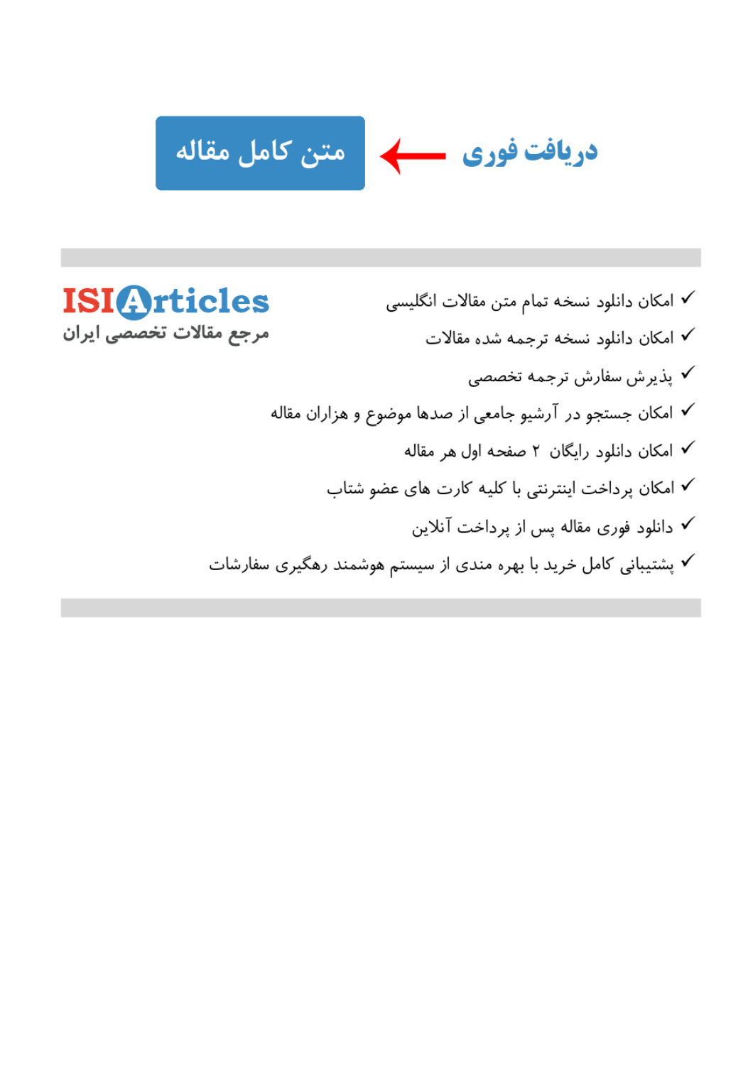دریافت فوری ← متن کامل مقاله

**ISIArticles**
مرجع مقالات تخصصی ایران

- ✓ امکان دانلود نسخه تمام متن مقالات انگلیسی
- ✓ امکان دانلود نسخه ترجمه شده مقالات
- ✓ پذیرش سفارش ترجمه تخصصی
- ✓ امکان جستجو در آرشیو جامعی از صدها موضوع و هزاران مقاله
- ✓ امکان دانلود رایگان ۲ صفحه اول هر مقاله
- ✓ امکان پرداخت اینترنتی با کلیه کارت های عضو شتاب
- ✓ دانلود فوری مقاله پس از پرداخت آنلاین
- ✓ پشتیبانی کامل خرید با بهره مندی از سیستم هوشمند رهگیری سفارشات